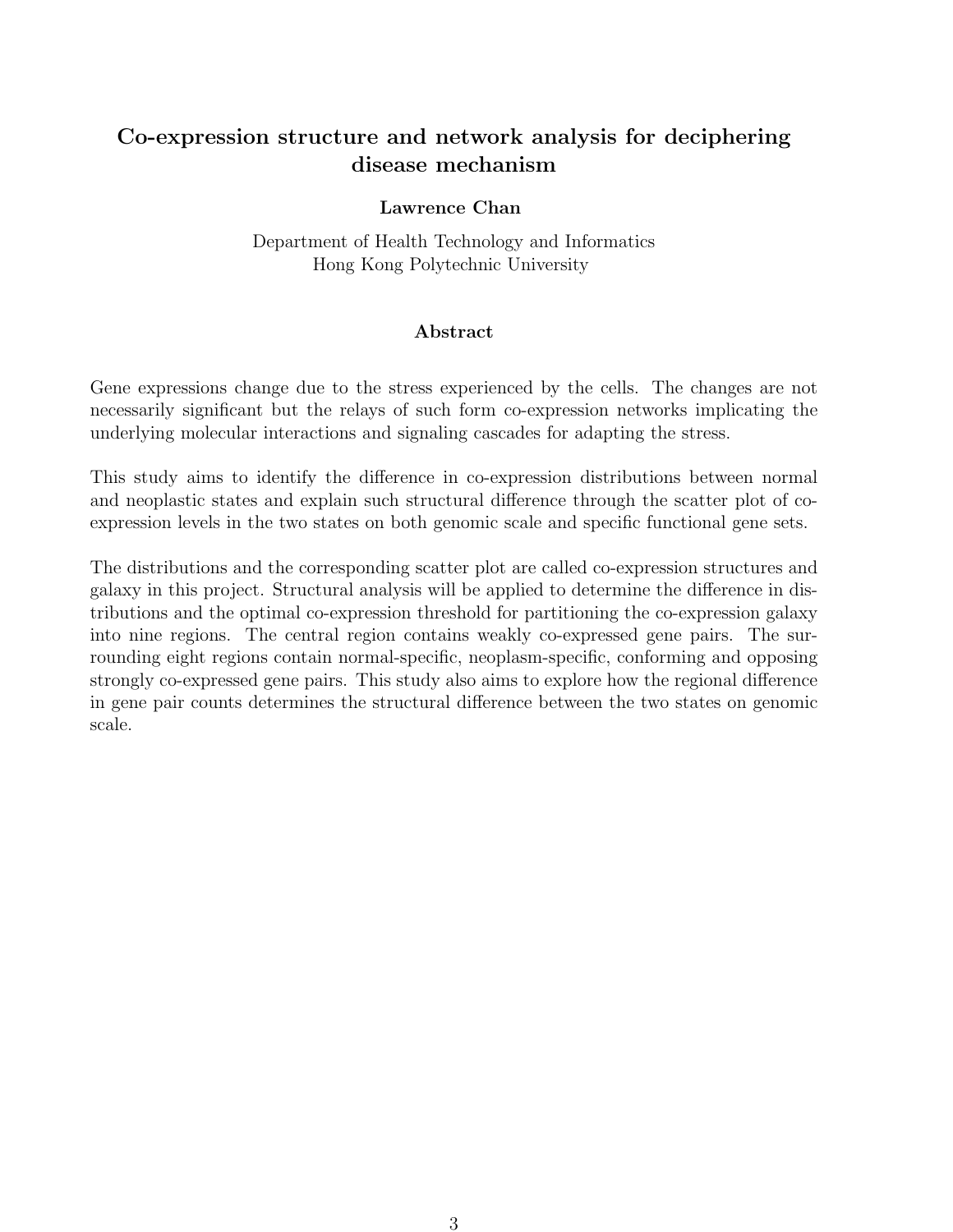# Co-expression structure and network analysis for deciphering disease mechanism

**Lawrence Chan**

Department of Health Technology and Informatics
Hong Kong Polytechnic University

## Abstract

Gene expressions change due to the stress experienced by the cells. The changes are not necessarily significant but the relays of such form co-expression networks implicating the underlying molecular interactions and signaling cascades for adapting the stress.

This study aims to identify the difference in co-expression distributions between normal and neoplastic states and explain such structural difference through the scatter plot of co-expression levels in the two states on both genomic scale and specific functional gene sets.

The distributions and the corresponding scatter plot are called co-expression structures and galaxy in this project. Structural analysis will be applied to determine the difference in distributions and the optimal co-expression threshold for partitioning the co-expression galaxy into nine regions. The central region contains weakly co-expressed gene pairs. The surrounding eight regions contain normal-specific, neoplasm-specific, conforming and opposing strongly co-expressed gene pairs. This study also aims to explore how the regional difference in gene pair counts determines the structural difference between the two states on genomic scale.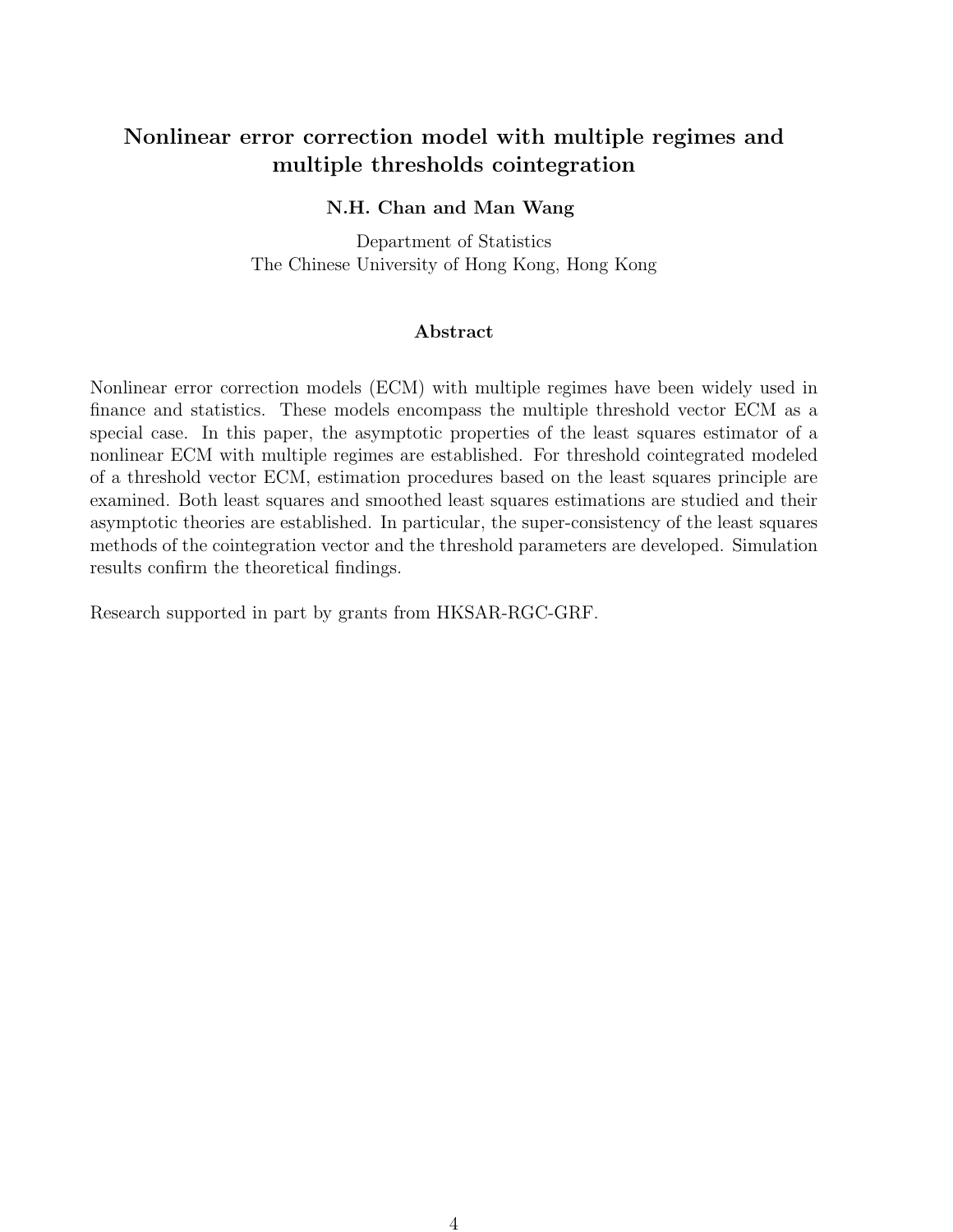# Nonlinear error correction model with multiple regimes and multiple thresholds cointegration

**N.H. Chan and Man Wang**

Department of Statistics
The Chinese University of Hong Kong, Hong Kong

### Abstract

Nonlinear error correction models (ECM) with multiple regimes have been widely used in finance and statistics. These models encompass the multiple threshold vector ECM as a special case. In this paper, the asymptotic properties of the least squares estimator of a nonlinear ECM with multiple regimes are established. For threshold cointegrated modeled of a threshold vector ECM, estimation procedures based on the least squares principle are examined. Both least squares and smoothed least squares estimations are studied and their asymptotic theories are established. In particular, the super-consistency of the least squares methods of the cointegration vector and the threshold parameters are developed. Simulation results confirm the theoretical findings.

Research supported in part by grants from HKSAR-RGC-GRF.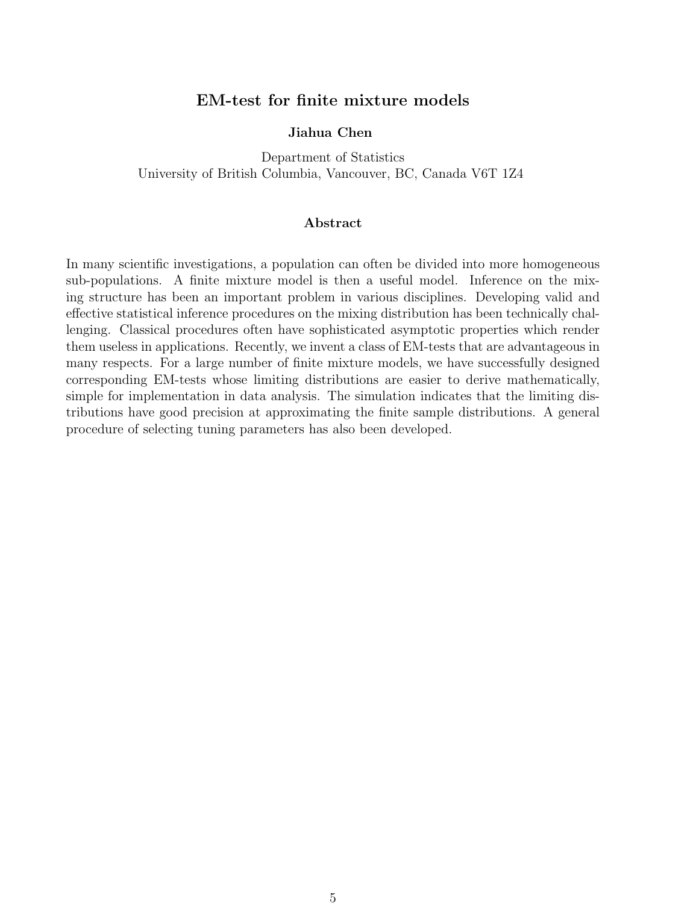# EM-test for finite mixture models

**Jiahua Chen**

Department of Statistics
University of British Columbia, Vancouver, BC, Canada V6T 1Z4

### Abstract

In many scientific investigations, a population can often be divided into more homogeneous sub-populations. A finite mixture model is then a useful model. Inference on the mixing structure has been an important problem in various disciplines. Developing valid and effective statistical inference procedures on the mixing distribution has been technically challenging. Classical procedures often have sophisticated asymptotic properties which render them useless in applications. Recently, we invent a class of EM-tests that are advantageous in many respects. For a large number of finite mixture models, we have successfully designed corresponding EM-tests whose limiting distributions are easier to derive mathematically, simple for implementation in data analysis. The simulation indicates that the limiting distributions have good precision at approximating the finite sample distributions. A general procedure of selecting tuning parameters has also been developed.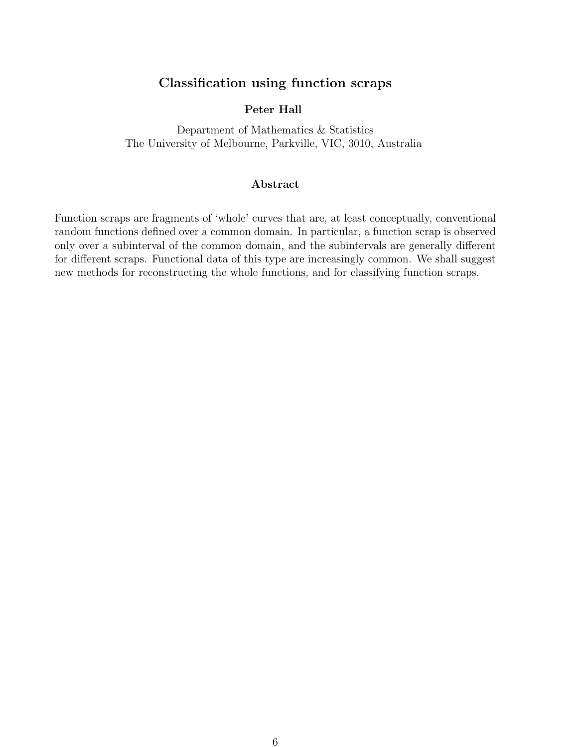# Classification using function scraps

**Peter Hall**

Department of Mathematics & Statistics
The University of Melbourne, Parkville, VIC, 3010, Australia

## Abstract

Function scraps are fragments of 'whole' curves that are, at least conceptually, conventional random functions defined over a common domain. In particular, a function scrap is observed only over a subinterval of the common domain, and the subintervals are generally different for different scraps. Functional data of this type are increasingly common. We shall suggest new methods for reconstructing the whole functions, and for classifying function scraps.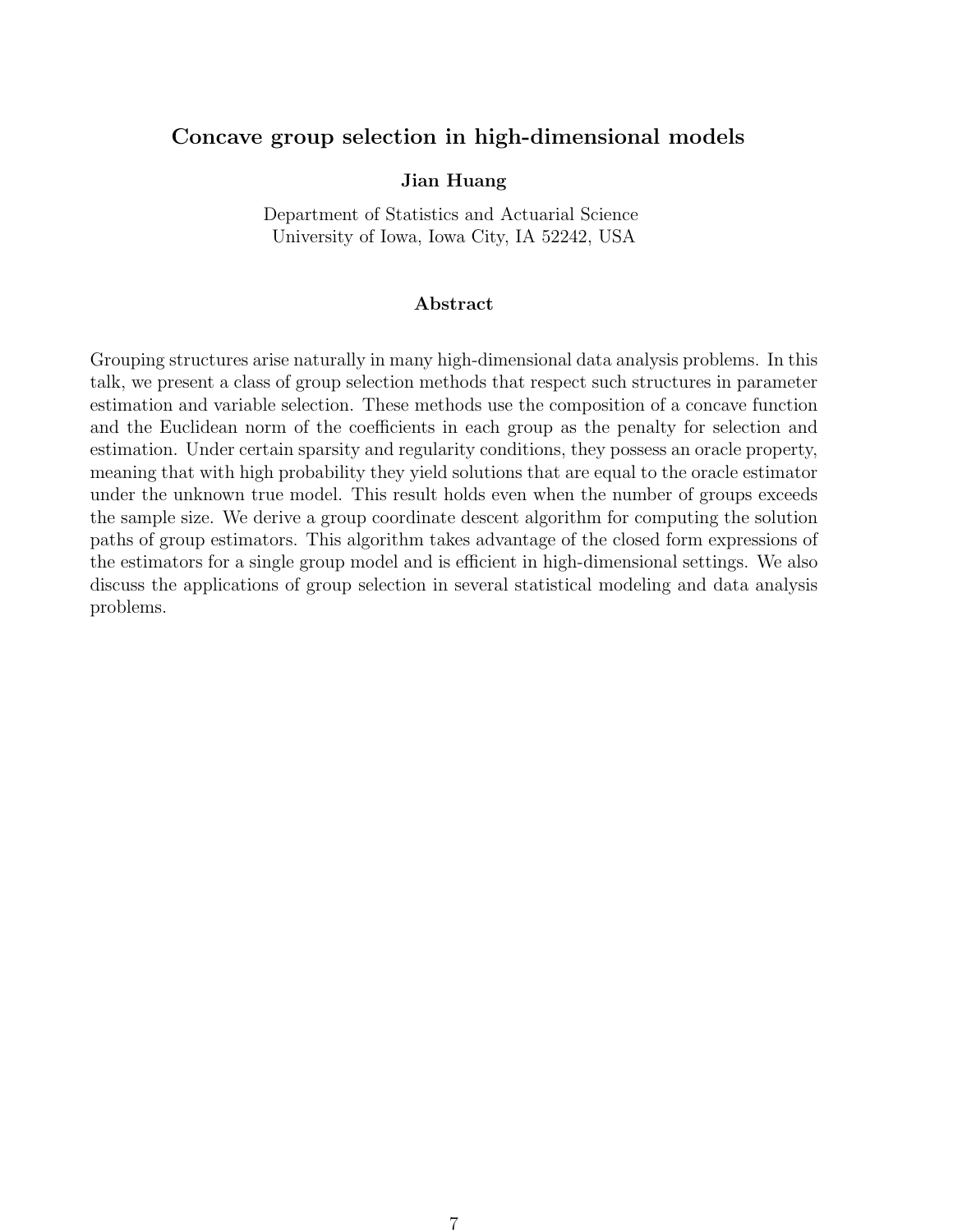## Concave group selection in high-dimensional models

**Jian Huang**

Department of Statistics and Actuarial Science
University of Iowa, Iowa City, IA 52242, USA

### Abstract

Grouping structures arise naturally in many high-dimensional data analysis problems. In this talk, we present a class of group selection methods that respect such structures in parameter estimation and variable selection. These methods use the composition of a concave function and the Euclidean norm of the coefficients in each group as the penalty for selection and estimation. Under certain sparsity and regularity conditions, they possess an oracle property, meaning that with high probability they yield solutions that are equal to the oracle estimator under the unknown true model. This result holds even when the number of groups exceeds the sample size. We derive a group coordinate descent algorithm for computing the solution paths of group estimators. This algorithm takes advantage of the closed form expressions of the estimators for a single group model and is efficient in high-dimensional settings. We also discuss the applications of group selection in several statistical modeling and data analysis problems.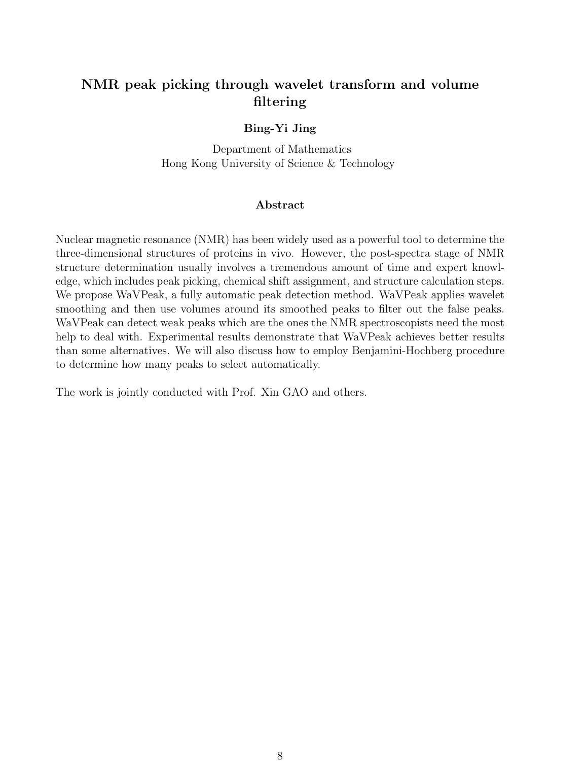# NMR peak picking through wavelet transform and volume filtering

**Bing-Yi Jing**

Department of Mathematics
Hong Kong University of Science & Technology

## Abstract

Nuclear magnetic resonance (NMR) has been widely used as a powerful tool to determine the three-dimensional structures of proteins in vivo. However, the post-spectra stage of NMR structure determination usually involves a tremendous amount of time and expert knowledge, which includes peak picking, chemical shift assignment, and structure calculation steps. We propose WaVPeak, a fully automatic peak detection method. WaVPeak applies wavelet smoothing and then use volumes around its smoothed peaks to filter out the false peaks. WaVPeak can detect weak peaks which are the ones the NMR spectroscopists need the most help to deal with. Experimental results demonstrate that WaVPeak achieves better results than some alternatives. We will also discuss how to employ Benjamini-Hochberg procedure to determine how many peaks to select automatically.

The work is jointly conducted with Prof. Xin GAO and others.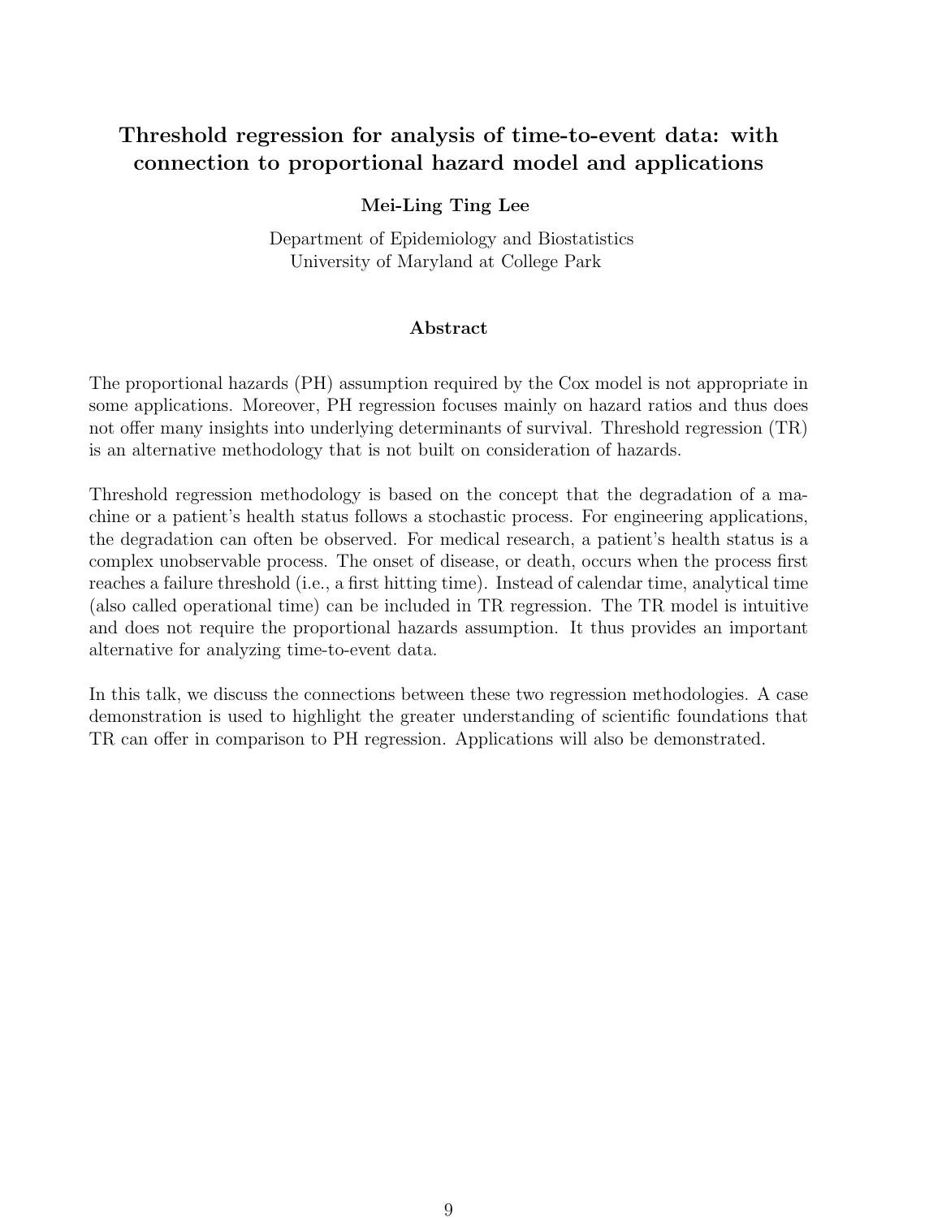# Threshold regression for analysis of time-to-event data: with connection to proportional hazard model and applications

**Mei-Ling Ting Lee**

Department of Epidemiology and Biostatistics
University of Maryland at College Park

### Abstract

The proportional hazards (PH) assumption required by the Cox model is not appropriate in some applications. Moreover, PH regression focuses mainly on hazard ratios and thus does not offer many insights into underlying determinants of survival. Threshold regression (TR) is an alternative methodology that is not built on consideration of hazards.

Threshold regression methodology is based on the concept that the degradation of a machine or a patient's health status follows a stochastic process. For engineering applications, the degradation can often be observed. For medical research, a patient's health status is a complex unobservable process. The onset of disease, or death, occurs when the process first reaches a failure threshold (i.e., a first hitting time). Instead of calendar time, analytical time (also called operational time) can be included in TR regression. The TR model is intuitive and does not require the proportional hazards assumption. It thus provides an important alternative for analyzing time-to-event data.

In this talk, we discuss the connections between these two regression methodologies. A case demonstration is used to highlight the greater understanding of scientific foundations that TR can offer in comparison to PH regression. Applications will also be demonstrated.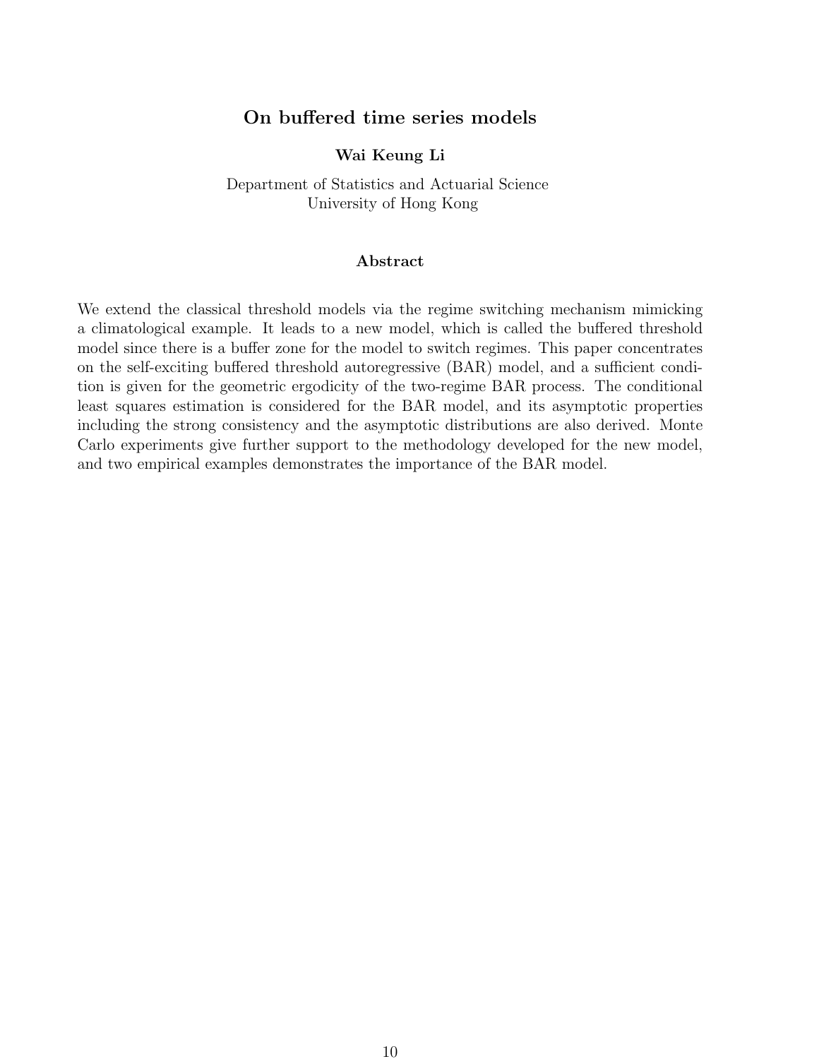# On buffered time series models

**Wai Keung Li**

Department of Statistics and Actuarial Science
University of Hong Kong

### Abstract

We extend the classical threshold models via the regime switching mechanism mimicking a climatological example. It leads to a new model, which is called the buffered threshold model since there is a buffer zone for the model to switch regimes. This paper concentrates on the self-exciting buffered threshold autoregressive (BAR) model, and a sufficient condition is given for the geometric ergodicity of the two-regime BAR process. The conditional least squares estimation is considered for the BAR model, and its asymptotic properties including the strong consistency and the asymptotic distributions are also derived. Monte Carlo experiments give further support to the methodology developed for the new model, and two empirical examples demonstrates the importance of the BAR model.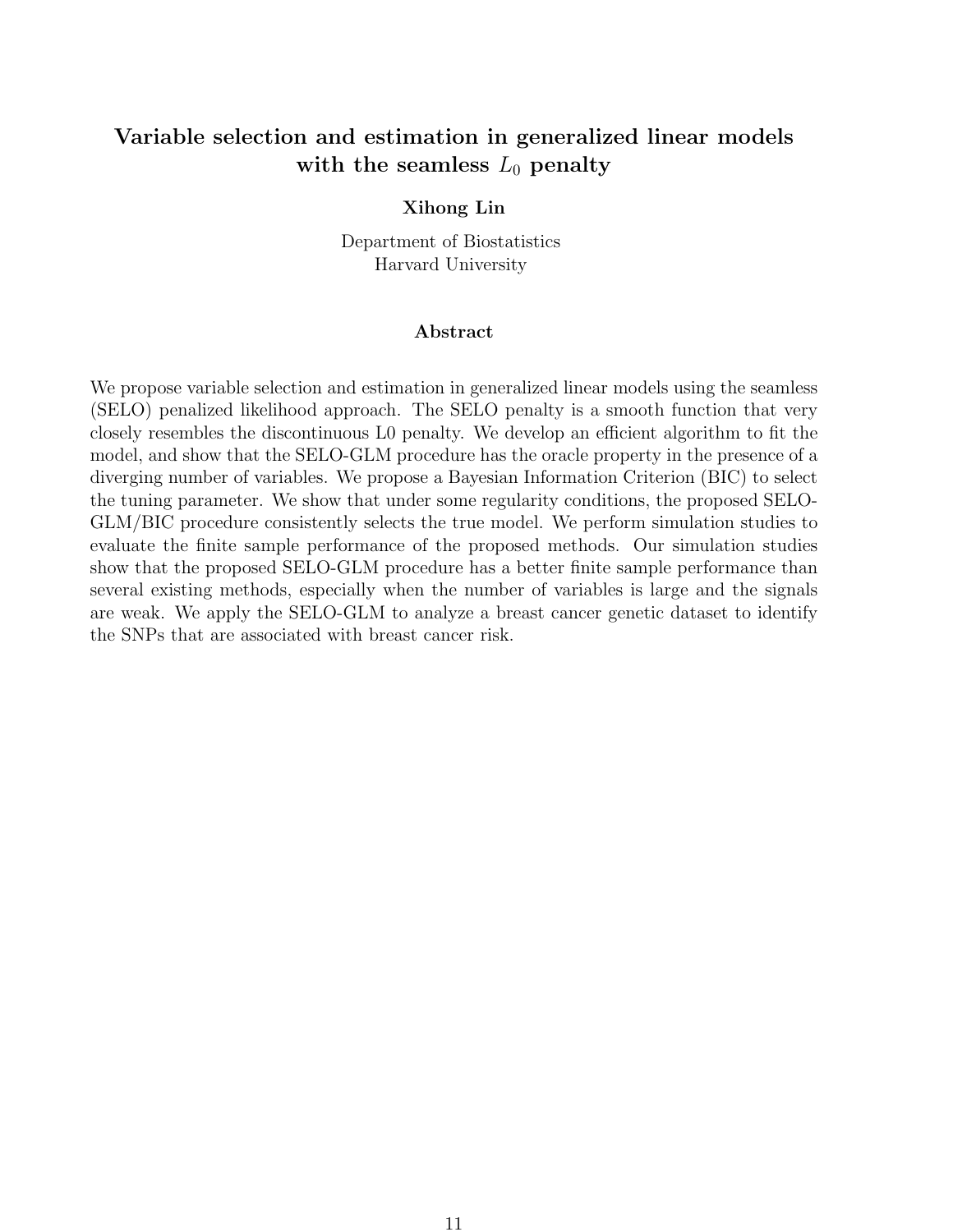# Variable selection and estimation in generalized linear models with the seamless $L_0$ penalty

**Xihong Lin**

Department of Biostatistics
Harvard University

### Abstract

We propose variable selection and estimation in generalized linear models using the seamless (SELO) penalized likelihood approach. The SELO penalty is a smooth function that very closely resembles the discontinuous L0 penalty. We develop an efficient algorithm to fit the model, and show that the SELO-GLM procedure has the oracle property in the presence of a diverging number of variables. We propose a Bayesian Information Criterion (BIC) to select the tuning parameter. We show that under some regularity conditions, the proposed SELO-GLM/BIC procedure consistently selects the true model. We perform simulation studies to evaluate the finite sample performance of the proposed methods. Our simulation studies show that the proposed SELO-GLM procedure has a better finite sample performance than several existing methods, especially when the number of variables is large and the signals are weak. We apply the SELO-GLM to analyze a breast cancer genetic dataset to identify the SNPs that are associated with breast cancer risk.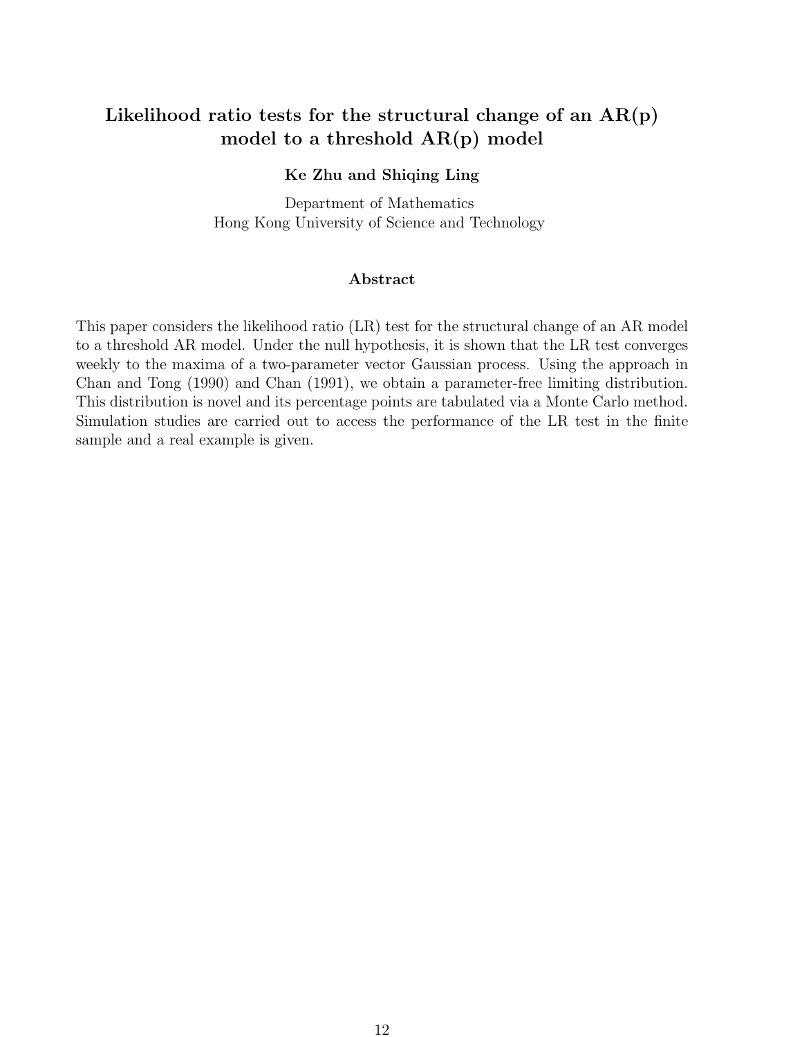# Likelihood ratio tests for the structural change of an AR(p) model to a threshold AR(p) model

**Ke Zhu and Shiqing Ling**

Department of Mathematics
Hong Kong University of Science and Technology

### Abstract

This paper considers the likelihood ratio (LR) test for the structural change of an AR model to a threshold AR model. Under the null hypothesis, it is shown that the LR test converges weekly to the maxima of a two-parameter vector Gaussian process. Using the approach in Chan and Tong (1990) and Chan (1991), we obtain a parameter-free limiting distribution. This distribution is novel and its percentage points are tabulated via a Monte Carlo method. Simulation studies are carried out to access the performance of the LR test in the finite sample and a real example is given.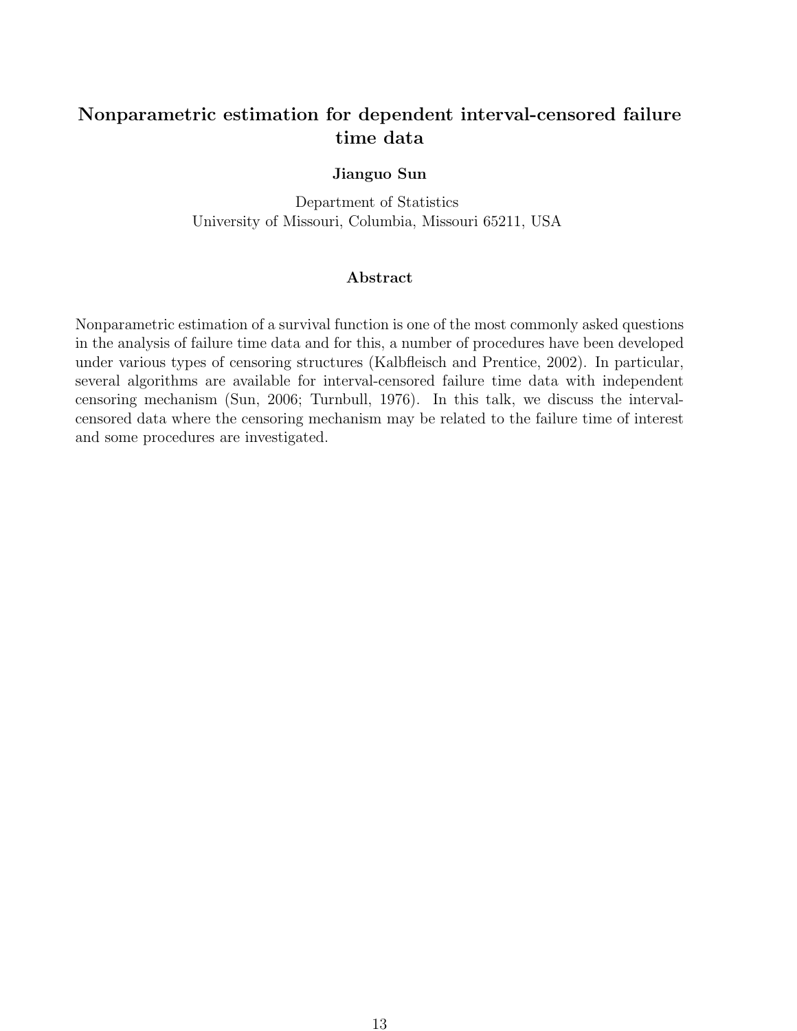# Nonparametric estimation for dependent interval-censored failure time data

**Jianguo Sun**

Department of Statistics
University of Missouri, Columbia, Missouri 65211, USA

## Abstract

Nonparametric estimation of a survival function is one of the most commonly asked questions in the analysis of failure time data and for this, a number of procedures have been developed under various types of censoring structures (Kalbfleisch and Prentice, 2002). In particular, several algorithms are available for interval-censored failure time data with independent censoring mechanism (Sun, 2006; Turnbull, 1976). In this talk, we discuss the interval-censored data where the censoring mechanism may be related to the failure time of interest and some procedures are investigated.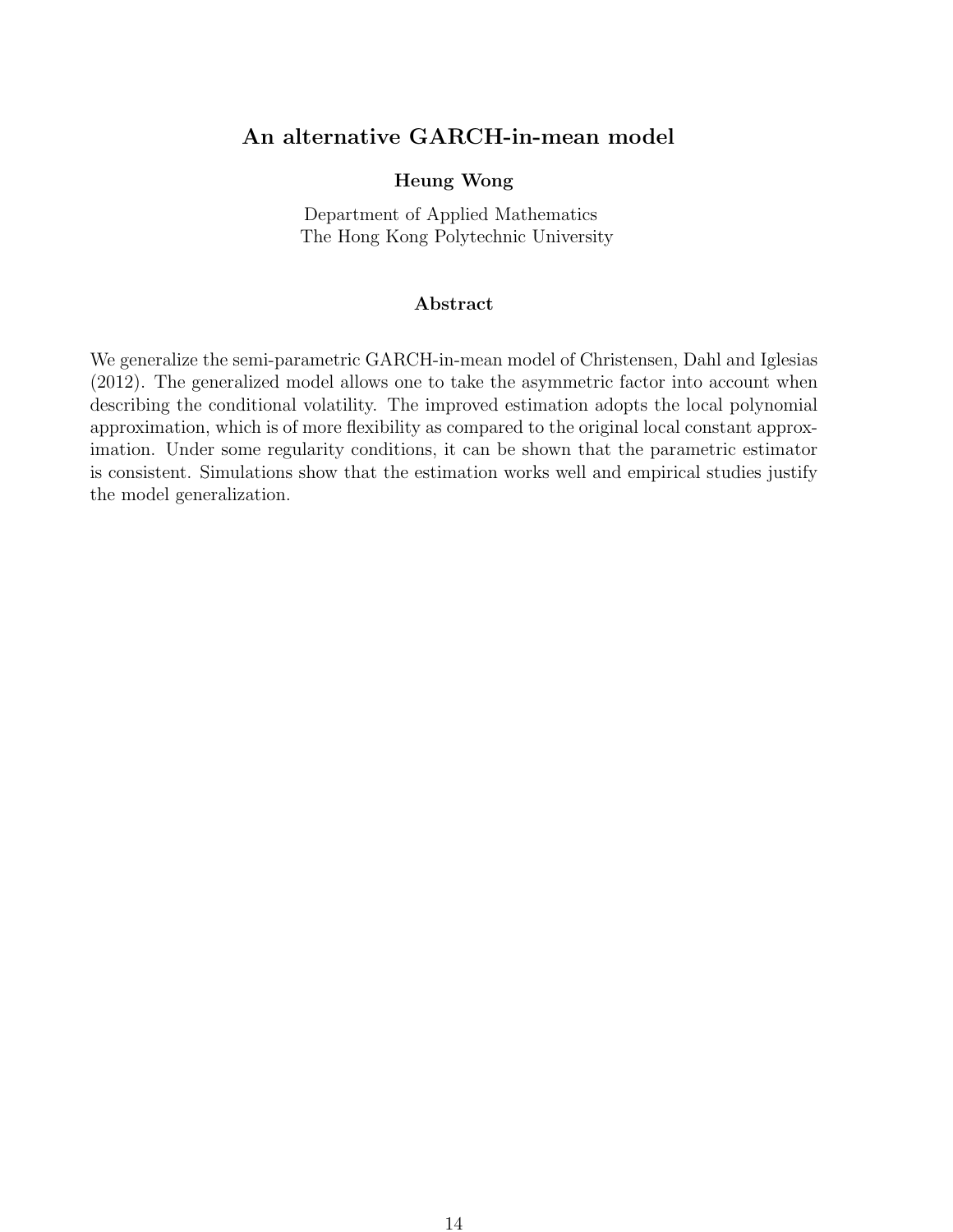## An alternative GARCH-in-mean model

**Heung Wong**

Department of Applied Mathematics
The Hong Kong Polytechnic University

### Abstract

We generalize the semi-parametric GARCH-in-mean model of Christensen, Dahl and Iglesias (2012). The generalized model allows one to take the asymmetric factor into account when describing the conditional volatility. The improved estimation adopts the local polynomial approximation, which is of more flexibility as compared to the original local constant approximation. Under some regularity conditions, it can be shown that the parametric estimator is consistent. Simulations show that the estimation works well and empirical studies justify the model generalization.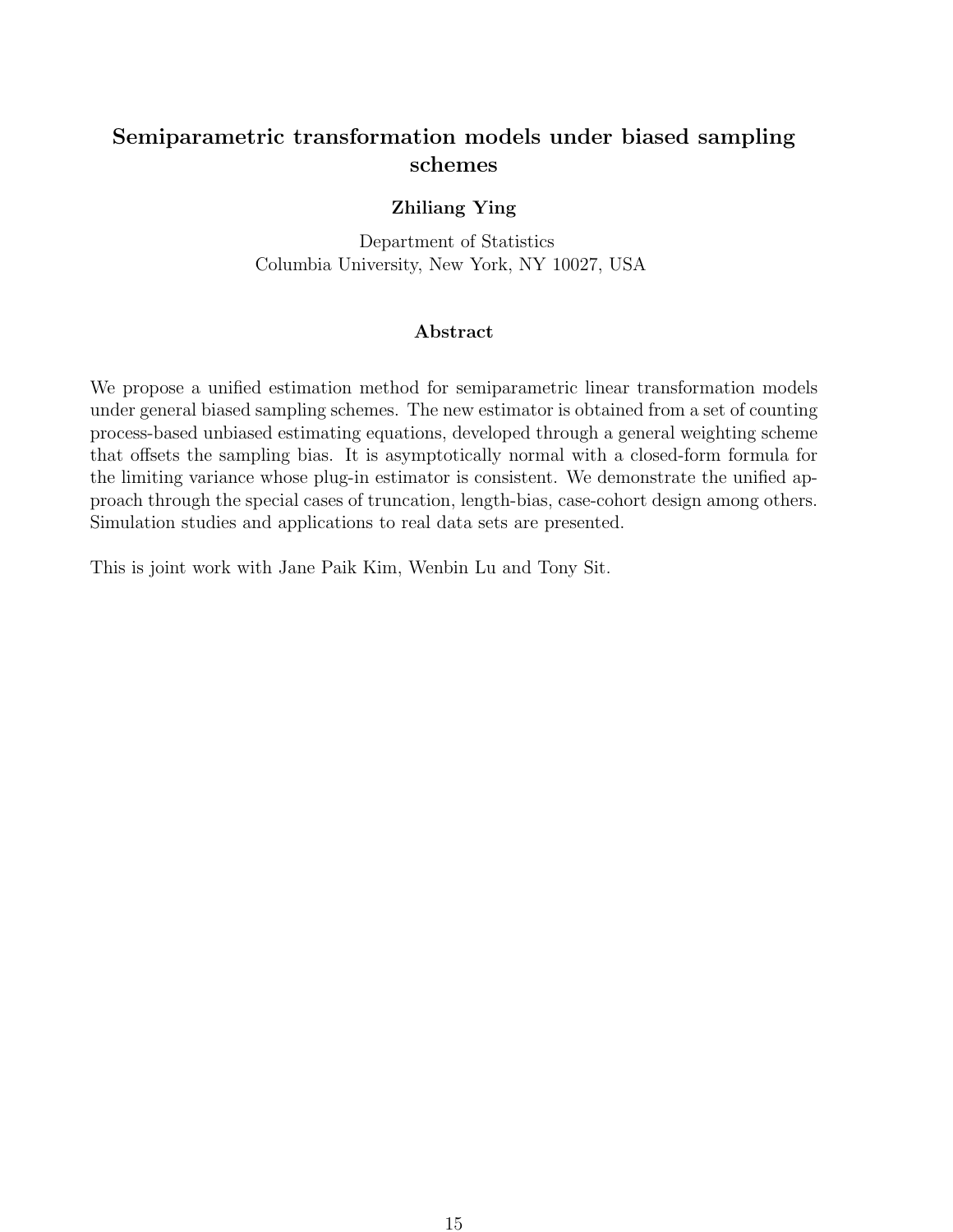## Semiparametric transformation models under biased sampling schemes

**Zhiliang Ying**

Department of Statistics
Columbia University, New York, NY 10027, USA

### Abstract

We propose a unified estimation method for semiparametric linear transformation models under general biased sampling schemes. The new estimator is obtained from a set of counting process-based unbiased estimating equations, developed through a general weighting scheme that offsets the sampling bias. It is asymptotically normal with a closed-form formula for the limiting variance whose plug-in estimator is consistent. We demonstrate the unified approach through the special cases of truncation, length-bias, case-cohort design among others. Simulation studies and applications to real data sets are presented.

This is joint work with Jane Paik Kim, Wenbin Lu and Tony Sit.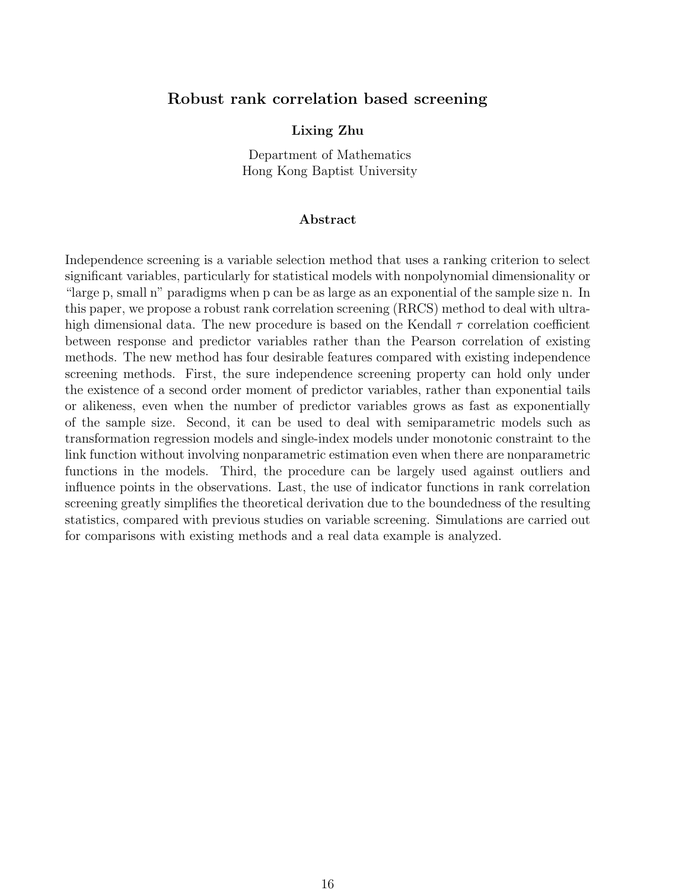## Robust rank correlation based screening

**Lixing Zhu**

Department of Mathematics
Hong Kong Baptist University

### Abstract

Independence screening is a variable selection method that uses a ranking criterion to select significant variables, particularly for statistical models with nonpolynomial dimensionality or "large p, small n" paradigms when p can be as large as an exponential of the sample size n. In this paper, we propose a robust rank correlation screening (RRCS) method to deal with ultra-high dimensional data. The new procedure is based on the Kendall $\tau$ correlation coefficient between response and predictor variables rather than the Pearson correlation of existing methods. The new method has four desirable features compared with existing independence screening methods. First, the sure independence screening property can hold only under the existence of a second order moment of predictor variables, rather than exponential tails or alikeness, even when the number of predictor variables grows as fast as exponentially of the sample size. Second, it can be used to deal with semiparametric models such as transformation regression models and single-index models under monotonic constraint to the link function without involving nonparametric estimation even when there are nonparametric functions in the models. Third, the procedure can be largely used against outliers and influence points in the observations. Last, the use of indicator functions in rank correlation screening greatly simplifies the theoretical derivation due to the boundedness of the resulting statistics, compared with previous studies on variable screening. Simulations are carried out for comparisons with existing methods and a real data example is analyzed.